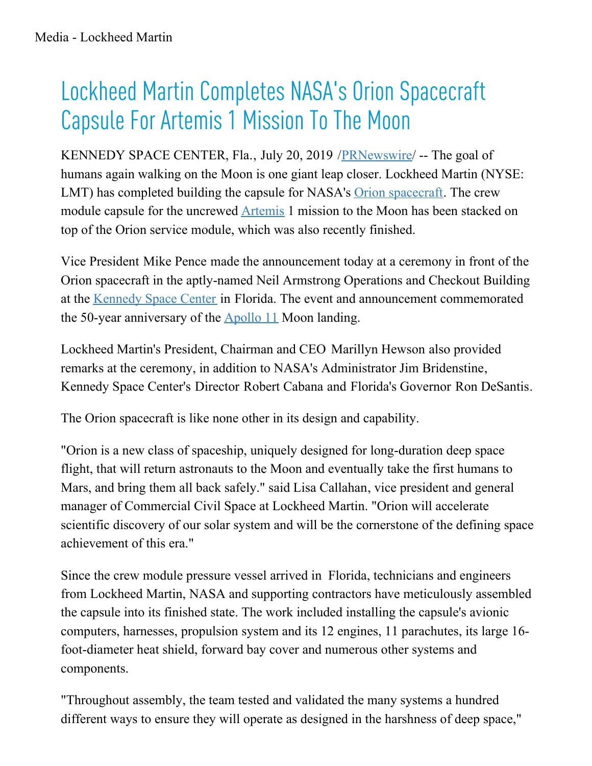Media - Lockheed Martin

# Lockheed Martin Completes NASA's Orion Spacecraft Capsule For Artemis 1 Mission To The Moon

KENNEDY SPACE CENTER, Fla., July 20, 2019 /PRNewswire/ -- The goal of humans again walking on the Moon is one giant leap closer. Lockheed Martin (NYSE: LMT) has completed building the capsule for NASA's Orion spacecraft. The crew module capsule for the uncrewed Artemis 1 mission to the Moon has been stacked on top of the Orion service module, which was also recently finished.

Vice President Mike Pence made the announcement today at a ceremony in front of the Orion spacecraft in the aptly-named Neil Armstrong Operations and Checkout Building at the Kennedy Space Center in Florida. The event and announcement commemorated the 50-year anniversary of the Apollo 11 Moon landing.

Lockheed Martin's President, Chairman and CEO Marillyn Hewson also provided remarks at the ceremony, in addition to NASA's Administrator Jim Bridenstine, Kennedy Space Center's Director Robert Cabana and Florida's Governor Ron DeSantis.

The Orion spacecraft is like none other in its design and capability.

"Orion is a new class of spaceship, uniquely designed for long-duration deep space flight, that will return astronauts to the Moon and eventually take the first humans to Mars, and bring them all back safely." said Lisa Callahan, vice president and general manager of Commercial Civil Space at Lockheed Martin. "Orion will accelerate scientific discovery of our solar system and will be the cornerstone of the defining space achievement of this era."

Since the crew module pressure vessel arrived in Florida, technicians and engineers from Lockheed Martin, NASA and supporting contractors have meticulously assembled the capsule into its finished state. The work included installing the capsule's avionic computers, harnesses, propulsion system and its 12 engines, 11 parachutes, its large 16-foot-diameter heat shield, forward bay cover and numerous other systems and components.

"Throughout assembly, the team tested and validated the many systems a hundred different ways to ensure they will operate as designed in the harshness of deep space,"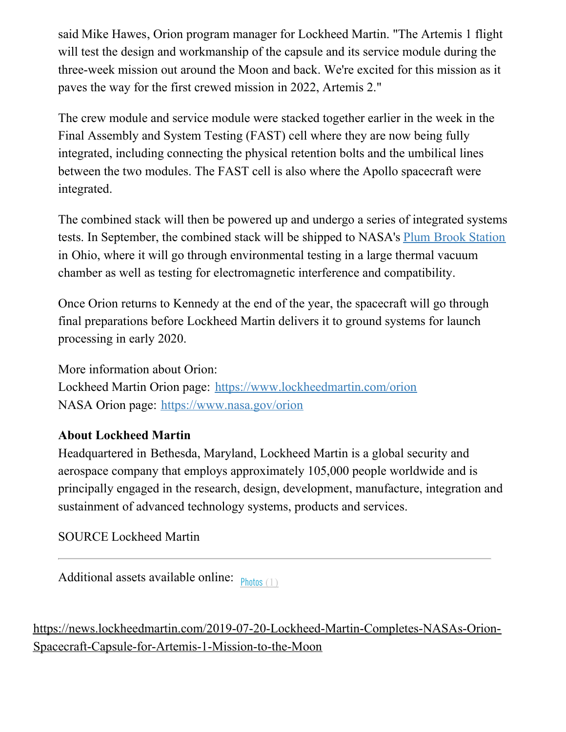said Mike Hawes, Orion program manager for Lockheed Martin. "The Artemis 1 flight will test the design and workmanship of the capsule and its service module during the three-week mission out around the Moon and back. We're excited for this mission as it paves the way for the first crewed mission in 2022, Artemis 2."

The crew module and service module were stacked together earlier in the week in the Final Assembly and System Testing (FAST) cell where they are now being fully integrated, including connecting the physical retention bolts and the umbilical lines between the two modules. The FAST cell is also where the Apollo spacecraft were integrated.

The combined stack will then be powered up and undergo a series of integrated systems tests. In September, the combined stack will be shipped to NASA's Plum Brook Station in Ohio, where it will go through environmental testing in a large thermal vacuum chamber as well as testing for electromagnetic interference and compatibility.

Once Orion returns to Kennedy at the end of the year, the spacecraft will go through final preparations before Lockheed Martin delivers it to ground systems for launch processing in early 2020.

More information about Orion:
Lockheed Martin Orion page: https://www.lockheedmartin.com/orion
NASA Orion page: https://www.nasa.gov/orion

**About Lockheed Martin**
Headquartered in Bethesda, Maryland, Lockheed Martin is a global security and aerospace company that employs approximately 105,000 people worldwide and is principally engaged in the research, design, development, manufacture, integration and sustainment of advanced technology systems, products and services.

SOURCE Lockheed Martin

---

Additional assets available online: Photos (1)

https://news.lockheedmartin.com/2019-07-20-Lockheed-Martin-Completes-NASAs-Orion-Spacecraft-Capsule-for-Artemis-1-Mission-to-the-Moon